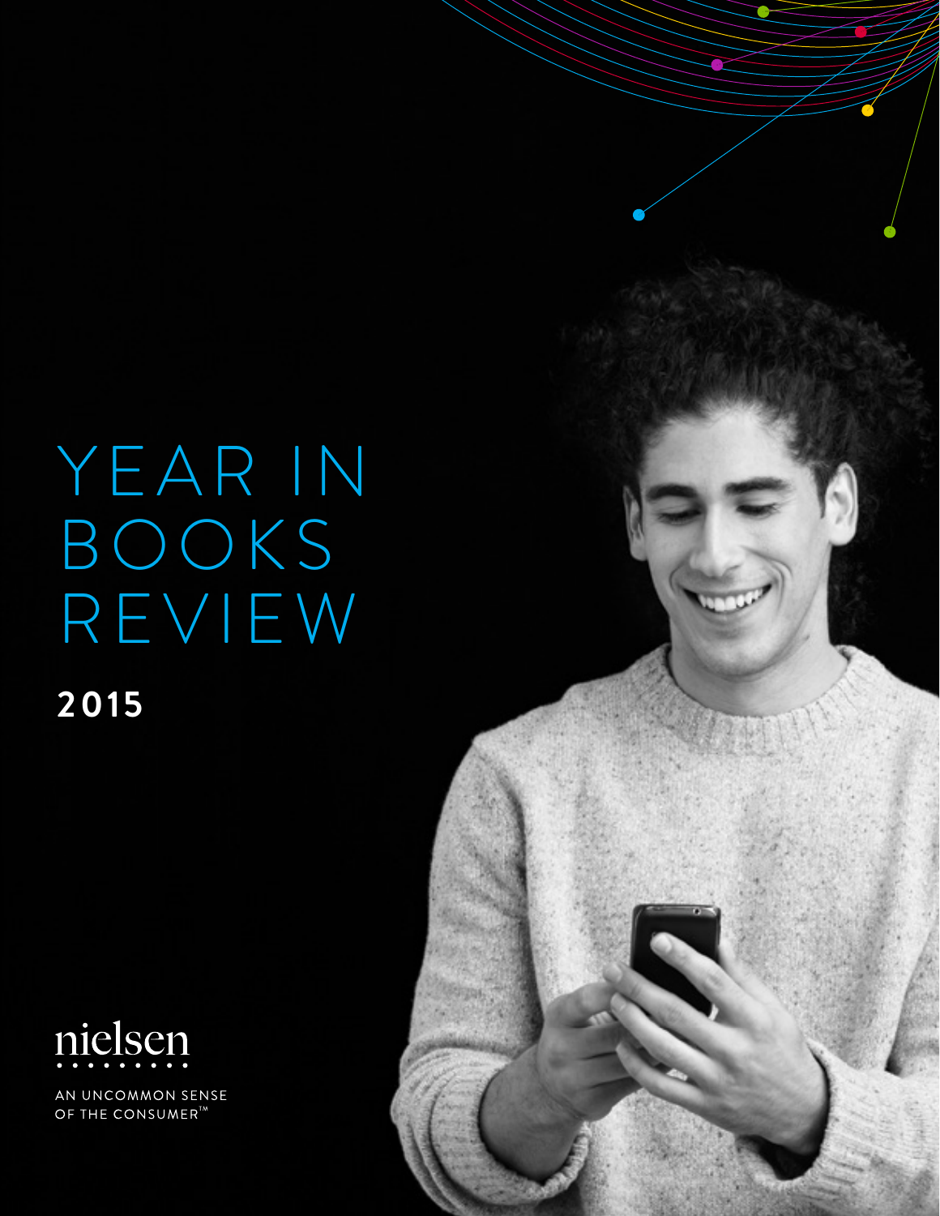# YEAR IN BOOKS REVIEW

**2015**

nielsen

AN UNCOMMON SENSE OF THE CONSUMER™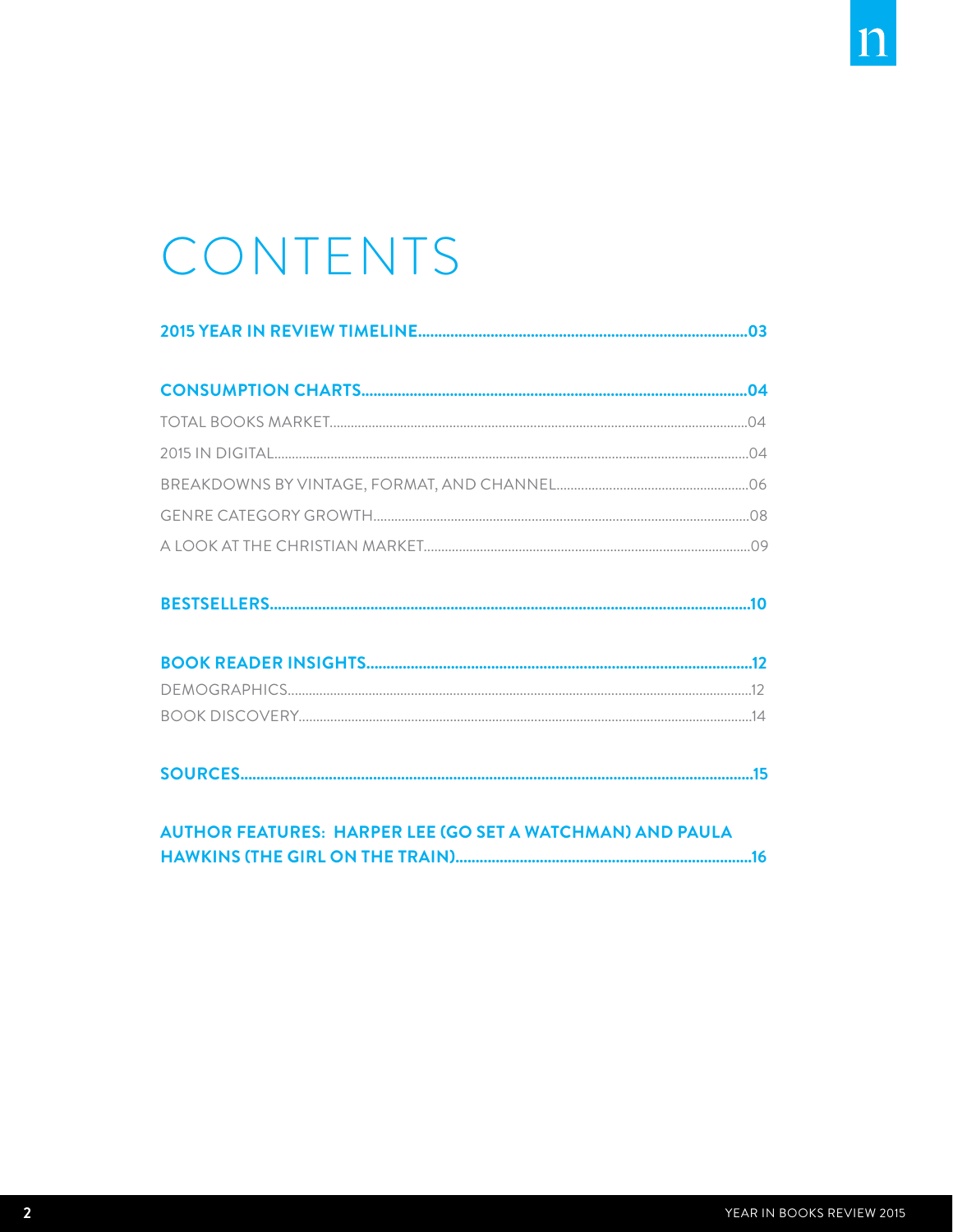# CONTENTS

**2015 YEAR IN REVIEW TIMELINE.....03**

**CONSUMPTION CHARTS.....04**

TOTAL BOOKS MARKET.....04

2015 IN DIGITAL.....04

BREAKDOWNS BY VINTAGE, FORMAT, AND CHANNEL.....06

GENRE CATEGORY GROWTH.....08

A LOOK AT THE CHRISTIAN MARKET.....09

**BESTSELLERS.....10**

**BOOK READER INSIGHTS.....12**

DEMOGRAPHICS.....12

BOOK DISCOVERY.....14

**SOURCES.....15**

**AUTHOR FEATURES: HARPER LEE (GO SET A WATCHMAN) AND PAULA HAWKINS (THE GIRL ON THE TRAIN).....16**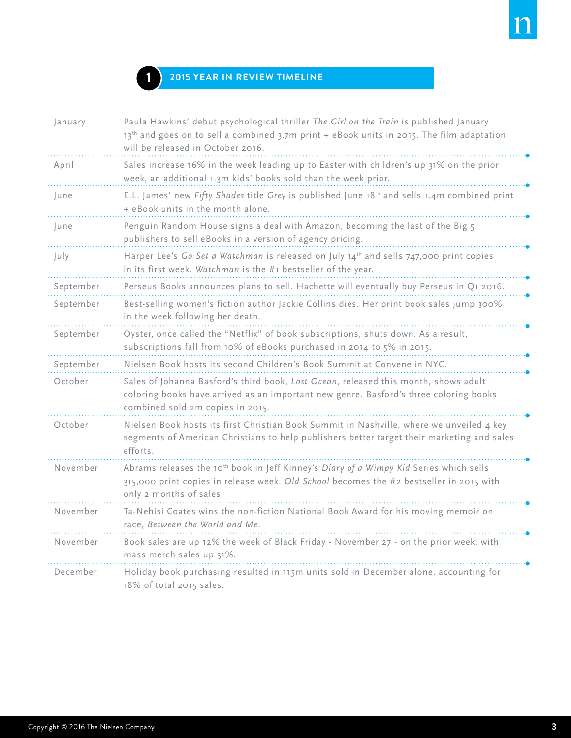## 1 2015 YEAR IN REVIEW TIMELINE

| Month | Event |
|---|---|
| January | Paula Hawkins' debut psychological thriller *The Girl on the Train* is published January 13th and goes on to sell a combined 3.7m print + eBook units in 2015. The film adaptation will be released in October 2016. |
| April | Sales increase 16% in the week leading up to Easter with children's up 31% on the prior week, an additional 1.3m kids' books sold than the week prior. |
| June | E.L. James' new *Fifty Shades* title *Grey* is published June 18th and sells 1.4m combined print + eBook units in the month alone. |
| June | Penguin Random House signs a deal with Amazon, becoming the last of the Big 5 publishers to sell eBooks in a version of agency pricing. |
| July | Harper Lee's *Go Set a Watchman* is released on July 14th and sells 747,000 print copies in its first week. *Watchman* is the #1 bestseller of the year. |
| September | Perseus Books announces plans to sell. Hachette will eventually buy Perseus in Q1 2016. |
| September | Best-selling women's fiction author Jackie Collins dies. Her print book sales jump 300% in the week following her death. |
| September | Oyster, once called the "Netflix" of book subscriptions, shuts down. As a result, subscriptions fall from 10% of eBooks purchased in 2014 to 5% in 2015. |
| September | Nielsen Book hosts its second Children's Book Summit at Convene in NYC. |
| October | Sales of Johanna Basford's third book, *Lost Ocean*, released this month, shows adult coloring books have arrived as an important new genre. Basford's three coloring books combined sold 2m copies in 2015. |
| October | Nielsen Book hosts its first Christian Book Summit in Nashville, where we unveiled 4 key segments of American Christians to help publishers better target their marketing and sales efforts. |
| November | Abrams releases the 10th book in Jeff Kinney's *Diary of a Wimpy Kid* Series which sells 315,000 print copies in release week. *Old School* becomes the #2 bestseller in 2015 with only 2 months of sales. |
| November | Ta-Nehisi Coates wins the non-fiction National Book Award for his moving memoir on race, *Between the World and Me*. |
| November | Book sales are up 12% the week of Black Friday - November 27 - on the prior week, with mass merch sales up 31%. |
| December | Holiday book purchasing resulted in 115m units sold in December alone, accounting for 18% of total 2015 sales. |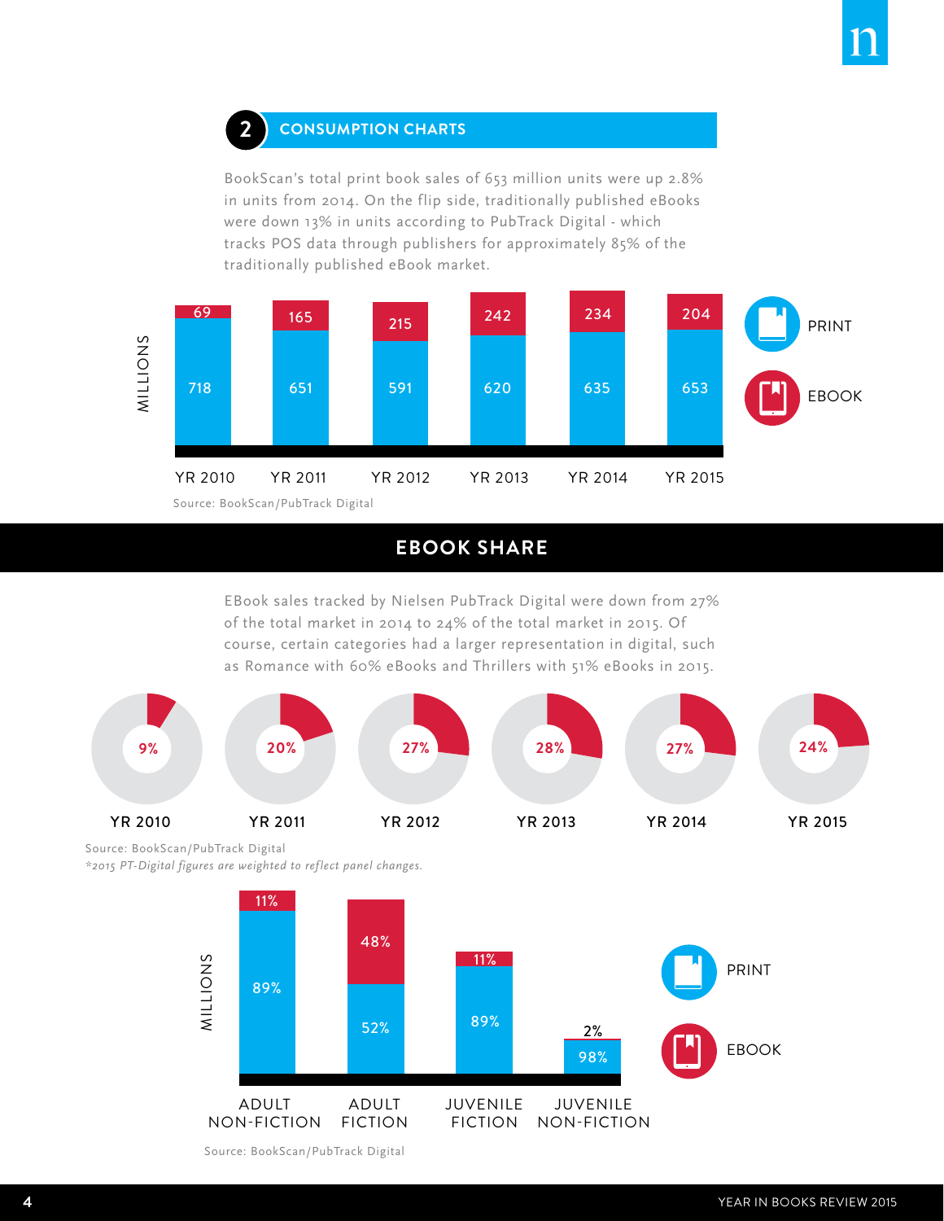## 2 CONSUMPTION CHARTS

BookScan's total print book sales of 653 million units were up 2.8% in units from 2014. On the flip side, traditionally published eBooks were down 13% in units according to PubTrack Digital - which tracks POS data through publishers for approximately 85% of the traditionally published eBook market.

| MILLIONS | YR 2010 | YR 2011 | YR 2012 | YR 2013 | YR 2014 | YR 2015 |
|---|---|---|---|---|---|---|
| EBOOK | 69 | 165 | 215 | 242 | 234 | 204 |
| PRINT | 718 | 651 | 591 | 620 | 635 | 653 |

Source: BookScan/PubTrack Digital

## EBOOK SHARE

EBook sales tracked by Nielsen PubTrack Digital were down from 27% of the total market in 2014 to 24% of the total market in 2015. Of course, certain categories had a larger representation in digital, such as Romance with 60% eBooks and Thrillers with 51% eBooks in 2015.

| YR 2010 | YR 2011 | YR 2012 | YR 2013 | YR 2014 | YR 2015 |
|---|---|---|---|---|---|
| 9% | 20% | 27% | 28% | 27% | 24% |

Source: BookScan/PubTrack Digital

*\*2015 PT-Digital figures are weighted to reflect panel changes.*

| MILLIONS | ADULT NON-FICTION | ADULT FICTION | JUVENILE FICTION | JUVENILE NON-FICTION |
|---|---|---|---|---|
| EBOOK | 11% | 48% | 11% | 2% |
| PRINT | 89% | 52% | 89% | 98% |

Source: BookScan/PubTrack Digital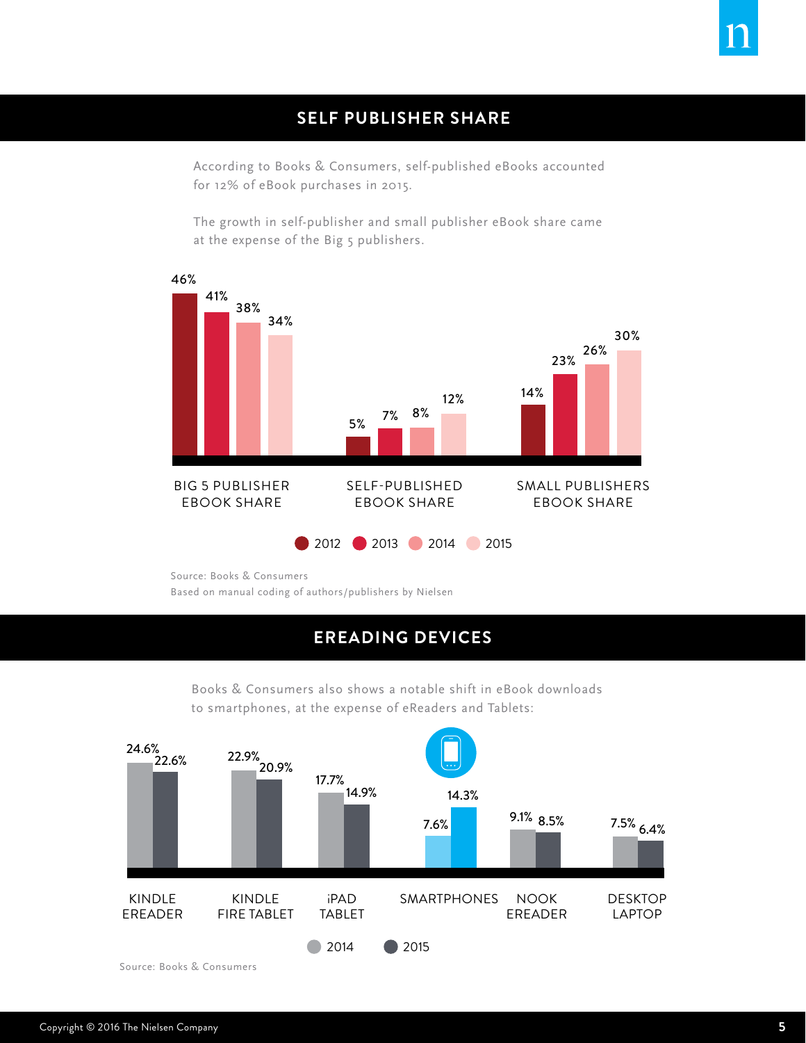## SELF PUBLISHER SHARE

According to Books & Consumers, self-published eBooks accounted for 12% of eBook purchases in 2015.

The growth in self-publisher and small publisher eBook share came at the expense of the Big 5 publishers.

| | 2012 | 2013 | 2014 | 2015 |
|---|---|---|---|---|
| BIG 5 PUBLISHER EBOOK SHARE | 46% | 41% | 38% | 34% |
| SELF-PUBLISHED EBOOK SHARE | 5% | 7% | 8% | 12% |
| SMALL PUBLISHERS EBOOK SHARE | 14% | 23% | 26% | 30% |

Source: Books & Consumers
Based on manual coding of authors/publishers by Nielsen

## EREADING DEVICES

Books & Consumers also shows a notable shift in eBook downloads to smartphones, at the expense of eReaders and Tablets:

| | 2014 | 2015 |
|---|---|---|
| KINDLE EREADER | 24.6% | 22.6% |
| KINDLE FIRE TABLET | 22.9% | 20.9% |
| iPAD TABLET | 17.7% | 14.9% |
| SMARTPHONES | 7.6% | 14.3% |
| NOOK EREADER | 9.1% | 8.5% |
| DESKTOP LAPTOP | 7.5% | 6.4% |

Source: Books & Consumers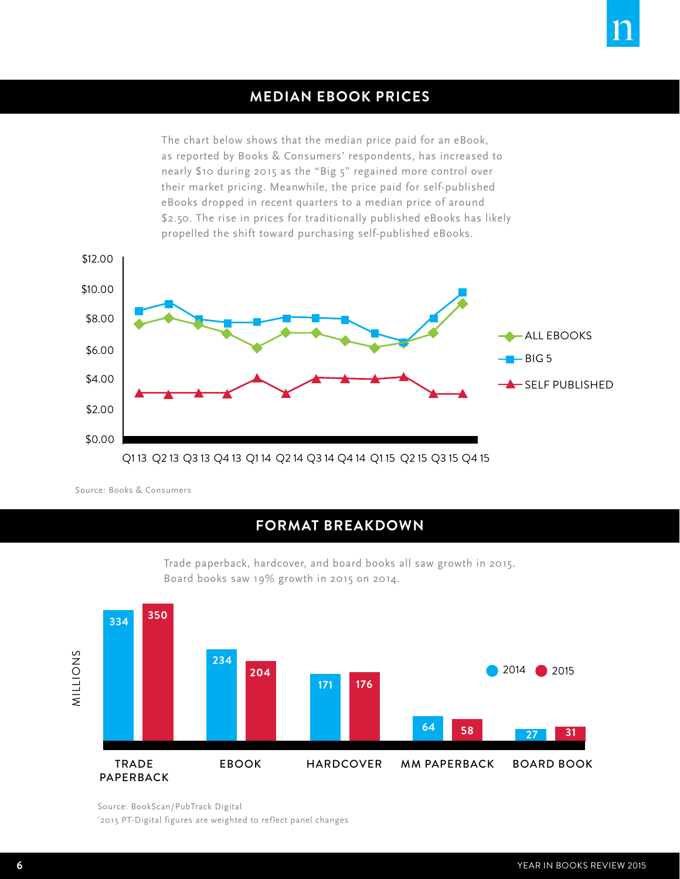## MEDIAN EBOOK PRICES

The chart below shows that the median price paid for an eBook, as reported by Books & Consumers' respondents, has increased to nearly $10 during 2015 as the "Big 5" regained more control over their market pricing. Meanwhile, the price paid for self-published eBooks dropped in recent quarters to a median price of around $2.50. The rise in prices for traditionally published eBooks has likely propelled the shift toward purchasing self-published eBooks.

$12.00
$10.00
$8.00
$6.00
$4.00
$2.00
$0.00

Q1 13 Q2 13 Q3 13 Q4 13 Q1 14 Q2 14 Q3 14 Q4 14 Q1 15 Q2 15 Q3 15 Q4 15

ALL EBOOKS
BIG 5
SELF PUBLISHED

Source: Books & Consumers

## FORMAT BREAKDOWN

Trade paperback, hardcover, and board books all saw growth in 2015. Board books saw 19% growth in 2015 on 2014.

MILLIONS

| | 2014 | 2015 |
|---|---|---|
| TRADE PAPERBACK | 334 | 350 |
| EBOOK | 234 | 204 |
| HARDCOVER | 171 | 176 |
| MM PAPERBACK | 64 | 58 |
| BOARD BOOK | 27 | 31 |

Source: BookScan/PubTrack Digital
*2015 PT-Digital figures are weighted to reflect panel changes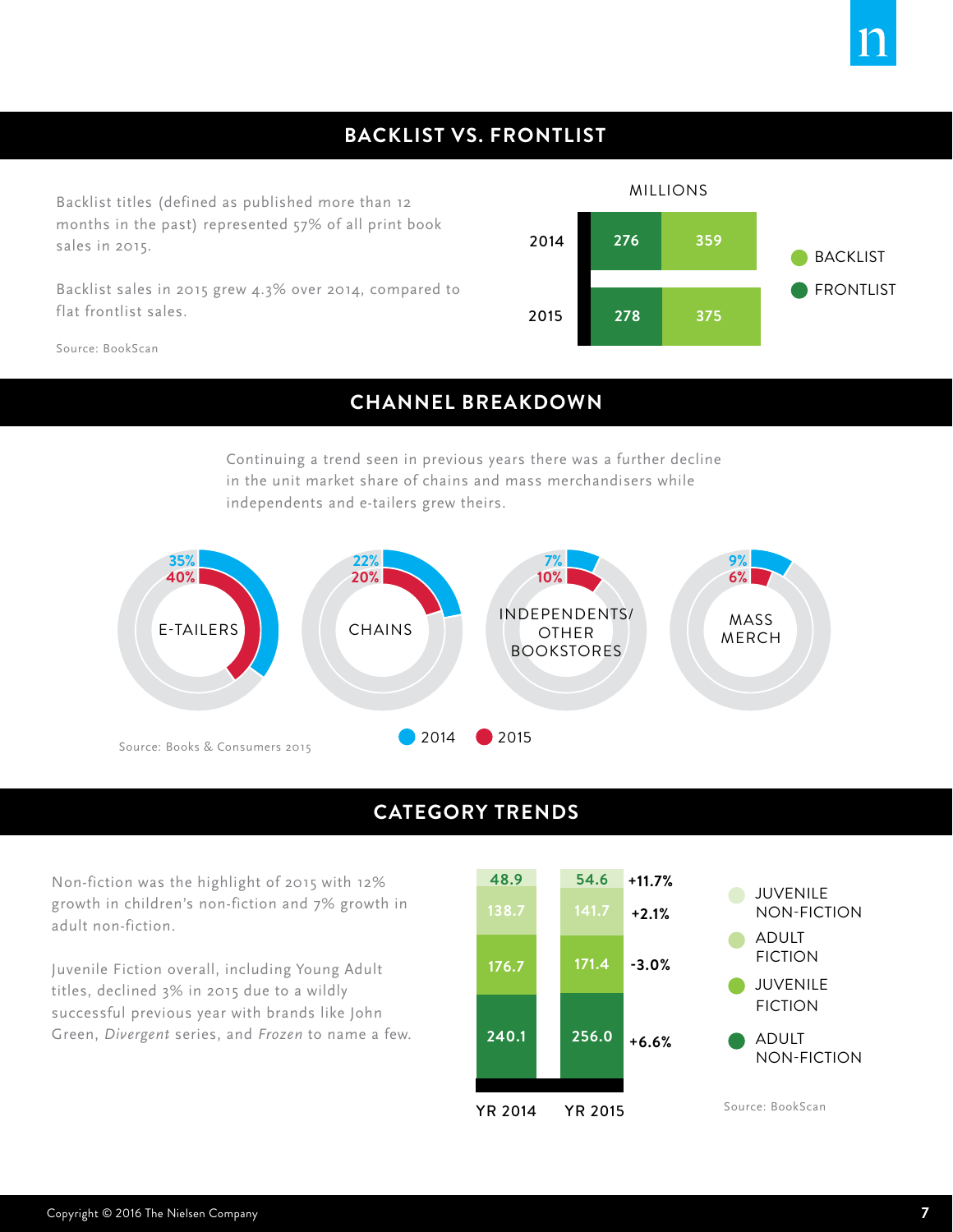## BACKLIST VS. FRONTLIST

Backlist titles (defined as published more than 12 months in the past) represented 57% of all print book sales in 2015.

Backlist sales in 2015 grew 4.3% over 2014, compared to flat frontlist sales.

Source: BookScan

MILLIONS

| | Frontlist | Backlist |
|---|---|---|
| 2014 | 276 | 359 |
| 2015 | 278 | 375 |

## CHANNEL BREAKDOWN

Continuing a trend seen in previous years there was a further decline in the unit market share of chains and mass merchandisers while independents and e-tailers grew theirs.

| Channel | 2014 | 2015 |
|---|---|---|
| E-TAILERS | 35% | 40% |
| CHAINS | 22% | 20% |
| INDEPENDENTS/OTHER BOOKSTORES | 7% | 10% |
| MASS MERCH | 9% | 6% |

Source: Books & Consumers 2015

## CATEGORY TRENDS

Non-fiction was the highlight of 2015 with 12% growth in children's non-fiction and 7% growth in adult non-fiction.

Juvenile Fiction overall, including Young Adult titles, declined 3% in 2015 due to a wildly successful previous year with brands like John Green, *Divergent* series, and *Frozen* to name a few.

| | YR 2014 | YR 2015 | Change |
|---|---|---|---|
| JUVENILE NON-FICTION | 48.9 | 54.6 | +11.7% |
| ADULT FICTION | 138.7 | 141.7 | +2.1% |
| JUVENILE FICTION | 176.7 | 171.4 | -3.0% |
| ADULT NON-FICTION | 240.1 | 256.0 | +6.6% |

Source: BookScan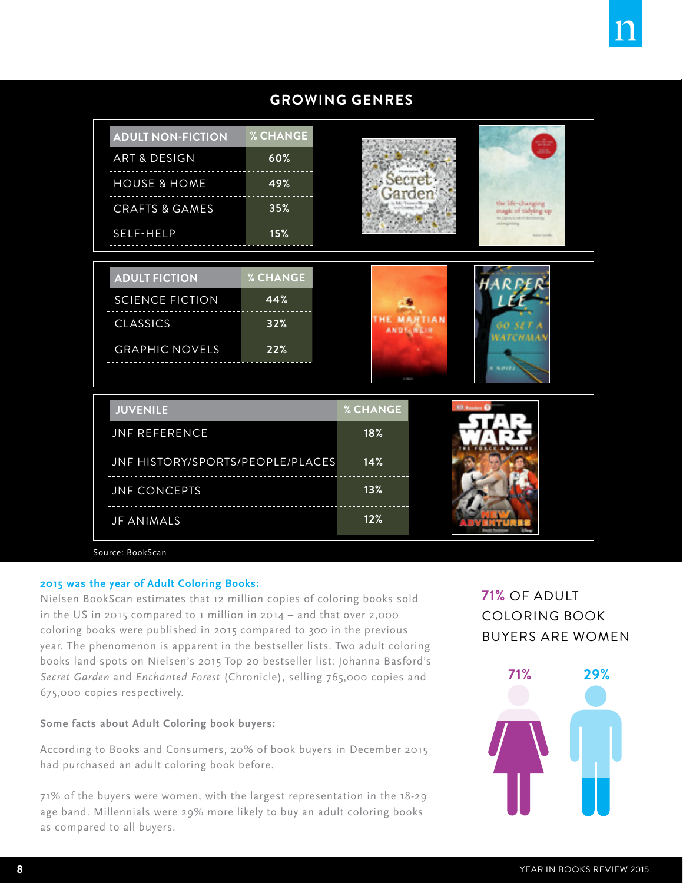## GROWING GENRES

| ADULT NON-FICTION | % CHANGE |
|---|---|
| ART & DESIGN | 60% |
| HOUSE & HOME | 49% |
| CRAFTS & GAMES | 35% |
| SELF-HELP | 15% |

| ADULT FICTION | % CHANGE |
|---|---|
| SCIENCE FICTION | 44% |
| CLASSICS | 32% |
| GRAPHIC NOVELS | 22% |

| JUVENILE | % CHANGE |
|---|---|
| JNF REFERENCE | 18% |
| JNF HISTORY/SPORTS/PEOPLE/PLACES | 14% |
| JNF CONCEPTS | 13% |
| JF ANIMALS | 12% |

Source: BookScan

**2015 was the year of Adult Coloring Books:**

Nielsen BookScan estimates that 12 million copies of coloring books sold in the US in 2015 compared to 1 million in 2014 – and that over 2,000 coloring books were published in 2015 compared to 300 in the previous year. The phenomenon is apparent in the bestseller lists. Two adult coloring books land spots on Nielsen's 2015 Top 20 bestseller list: Johanna Basford's *Secret Garden* and *Enchanted Forest* (Chronicle), selling 765,000 copies and 675,000 copies respectively.

**Some facts about Adult Coloring book buyers:**

According to Books and Consumers, 20% of book buyers in December 2015 had purchased an adult coloring book before.

71% of the buyers were women, with the largest representation in the 18-29 age band. Millennials were 29% more likely to buy an adult coloring books as compared to all buyers.

**71%** OF ADULT COLORING BOOK BUYERS ARE WOMEN

71% 29%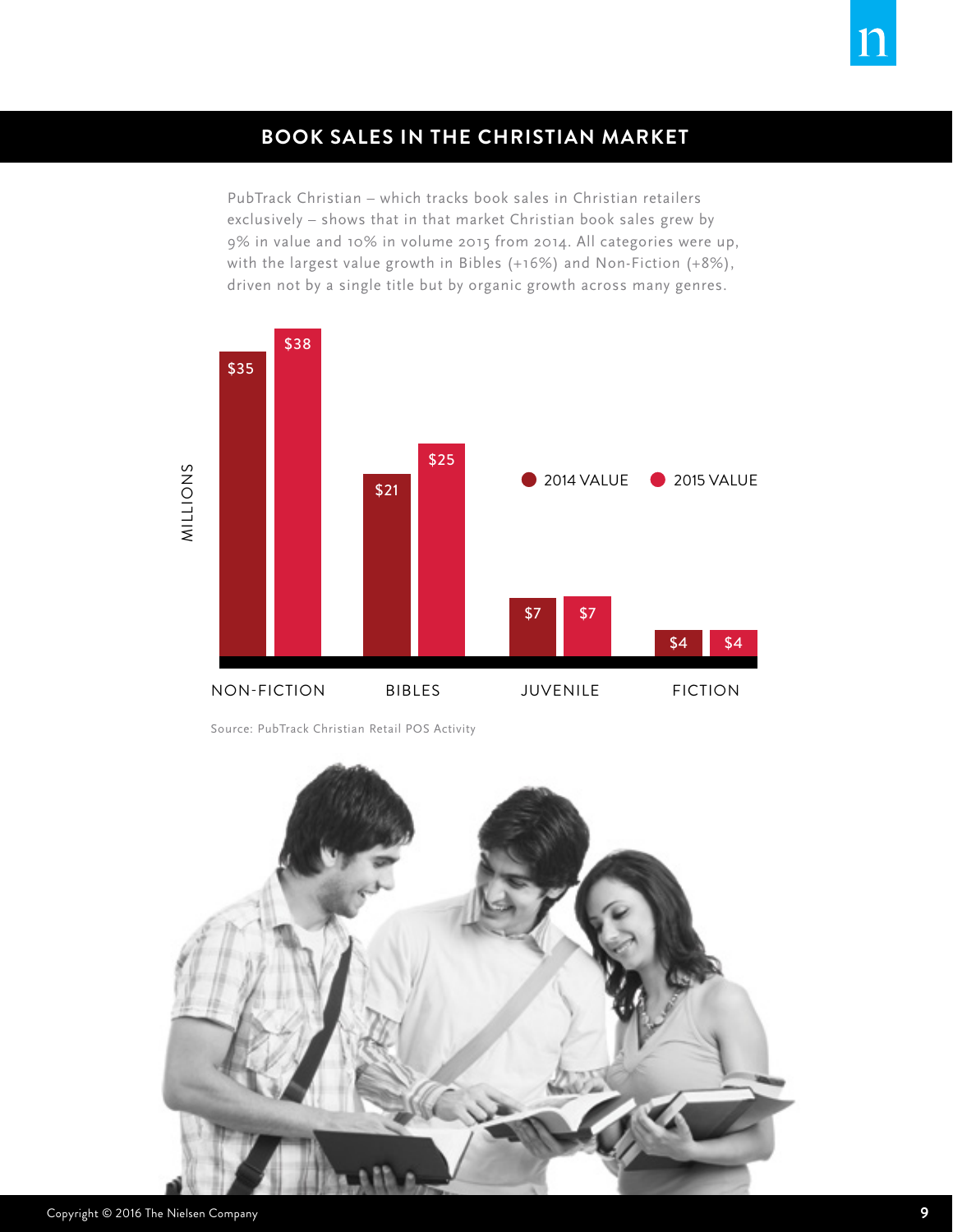## BOOK SALES IN THE CHRISTIAN MARKET

PubTrack Christian – which tracks book sales in Christian retailers exclusively – shows that in that market Christian book sales grew by 9% in value and 10% in volume 2015 from 2014. All categories were up, with the largest value growth in Bibles (+16%) and Non-Fiction (+8%), driven not by a single title but by organic growth across many genres.

| MILLIONS | 2014 VALUE | 2015 VALUE |
|---|---|---|
| NON-FICTION | $35 | $38 |
| BIBLES | $21 | $25 |
| JUVENILE | $7 | $7 |
| FICTION | $4 | $4 |

Source: PubTrack Christian Retail POS Activity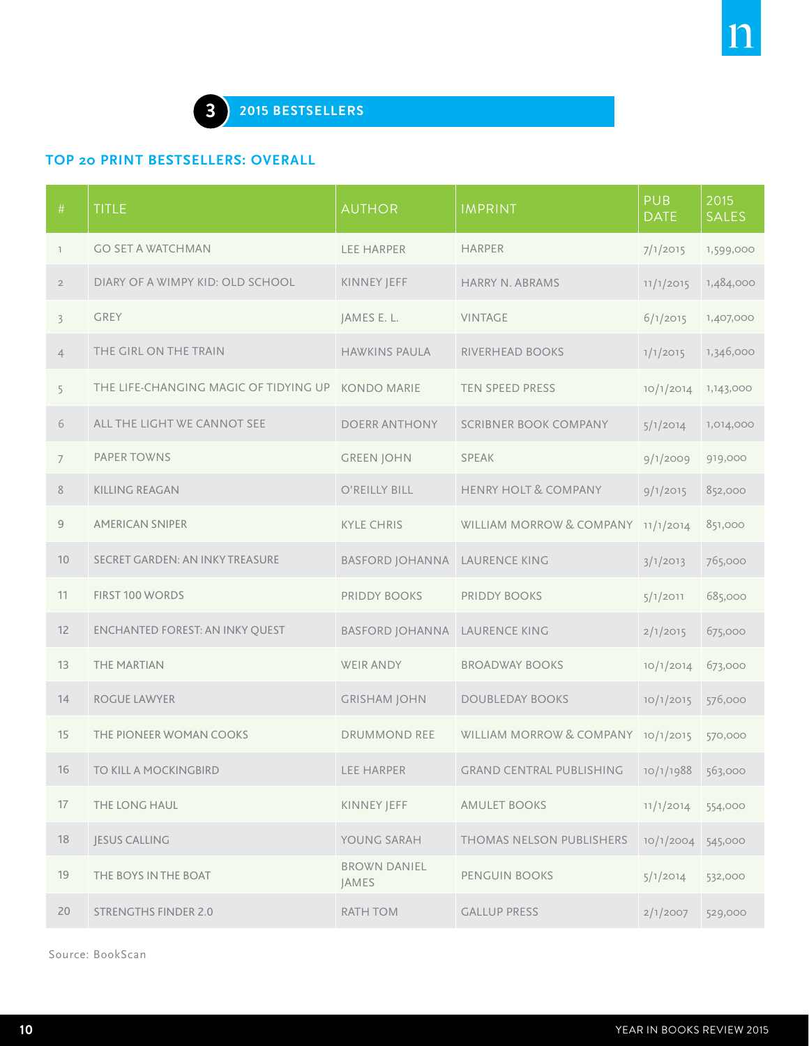## 3 2015 BESTSELLERS

### TOP 20 PRINT BESTSELLERS: OVERALL

| # | TITLE | AUTHOR | IMPRINT | PUB DATE | 2015 SALES |
|---|---|---|---|---|---|
| 1 | GO SET A WATCHMAN | LEE HARPER | HARPER | 7/1/2015 | 1,599,000 |
| 2 | DIARY OF A WIMPY KID: OLD SCHOOL | KINNEY JEFF | HARRY N. ABRAMS | 11/1/2015 | 1,484,000 |
| 3 | GREY | JAMES E. L. | VINTAGE | 6/1/2015 | 1,407,000 |
| 4 | THE GIRL ON THE TRAIN | HAWKINS PAULA | RIVERHEAD BOOKS | 1/1/2015 | 1,346,000 |
| 5 | THE LIFE-CHANGING MAGIC OF TIDYING UP | KONDO MARIE | TEN SPEED PRESS | 10/1/2014 | 1,143,000 |
| 6 | ALL THE LIGHT WE CANNOT SEE | DOERR ANTHONY | SCRIBNER BOOK COMPANY | 5/1/2014 | 1,014,000 |
| 7 | PAPER TOWNS | GREEN JOHN | SPEAK | 9/1/2009 | 919,000 |
| 8 | KILLING REAGAN | O'REILLY BILL | HENRY HOLT & COMPANY | 9/1/2015 | 852,000 |
| 9 | AMERICAN SNIPER | KYLE CHRIS | WILLIAM MORROW & COMPANY | 11/1/2014 | 851,000 |
| 10 | SECRET GARDEN: AN INKY TREASURE | BASFORD JOHANNA | LAURENCE KING | 3/1/2013 | 765,000 |
| 11 | FIRST 100 WORDS | PRIDDY BOOKS | PRIDDY BOOKS | 5/1/2011 | 685,000 |
| 12 | ENCHANTED FOREST: AN INKY QUEST | BASFORD JOHANNA | LAURENCE KING | 2/1/2015 | 675,000 |
| 13 | THE MARTIAN | WEIR ANDY | BROADWAY BOOKS | 10/1/2014 | 673,000 |
| 14 | ROGUE LAWYER | GRISHAM JOHN | DOUBLEDAY BOOKS | 10/1/2015 | 576,000 |
| 15 | THE PIONEER WOMAN COOKS | DRUMMOND REE | WILLIAM MORROW & COMPANY | 10/1/2015 | 570,000 |
| 16 | TO KILL A MOCKINGBIRD | LEE HARPER | GRAND CENTRAL PUBLISHING | 10/1/1988 | 563,000 |
| 17 | THE LONG HAUL | KINNEY JEFF | AMULET BOOKS | 11/1/2014 | 554,000 |
| 18 | JESUS CALLING | YOUNG SARAH | THOMAS NELSON PUBLISHERS | 10/1/2004 | 545,000 |
| 19 | THE BOYS IN THE BOAT | BROWN DANIEL JAMES | PENGUIN BOOKS | 5/1/2014 | 532,000 |
| 20 | STRENGTHS FINDER 2.0 | RATH TOM | GALLUP PRESS | 2/1/2007 | 529,000 |

Source: BookScan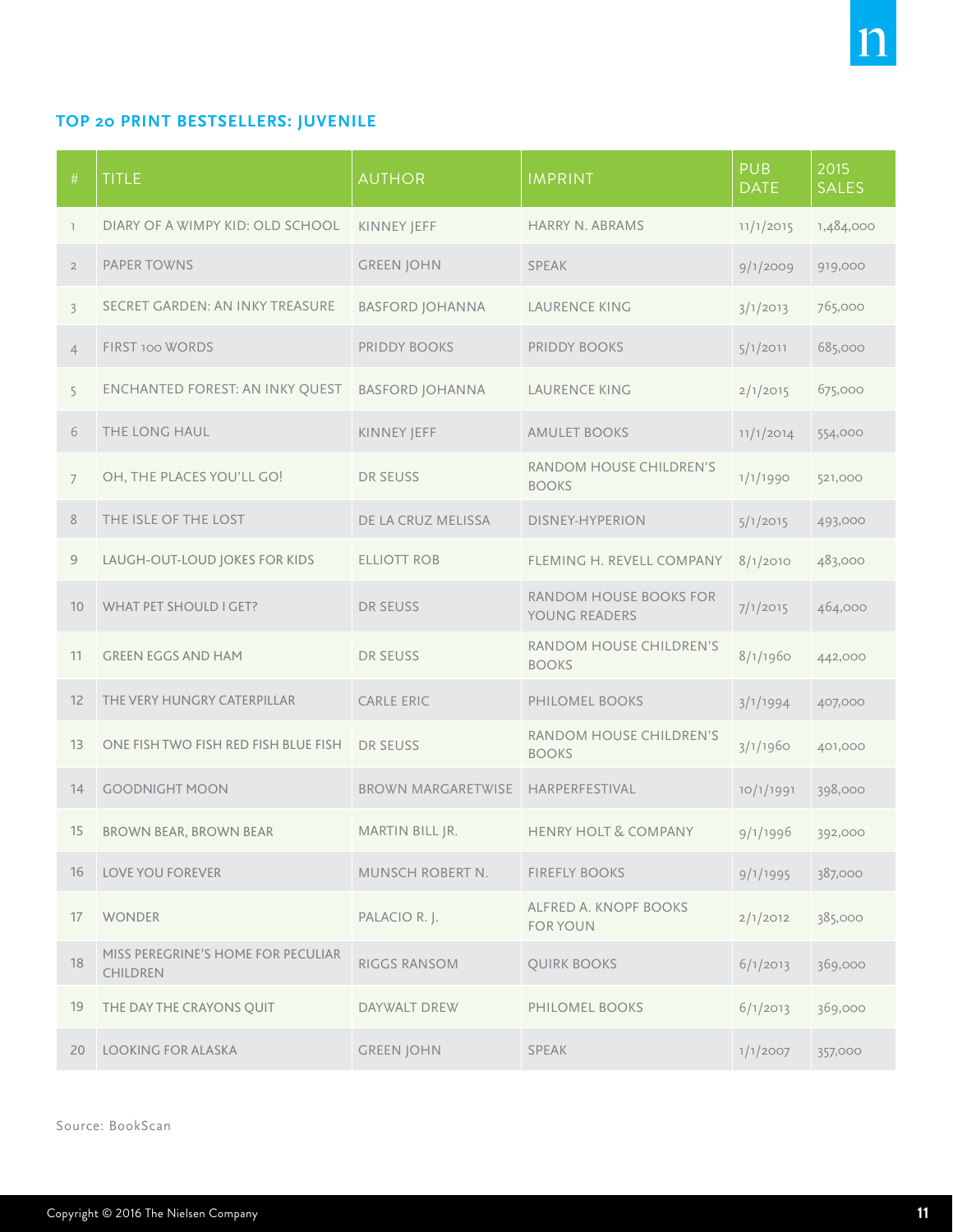## TOP 20 PRINT BESTSELLERS: JUVENILE

| # | TITLE | AUTHOR | IMPRINT | PUB DATE | 2015 SALES |
|---|---|---|---|---|---|
| 1 | DIARY OF A WIMPY KID: OLD SCHOOL | KINNEY JEFF | HARRY N. ABRAMS | 11/1/2015 | 1,484,000 |
| 2 | PAPER TOWNS | GREEN JOHN | SPEAK | 9/1/2009 | 919,000 |
| 3 | SECRET GARDEN: AN INKY TREASURE | BASFORD JOHANNA | LAURENCE KING | 3/1/2013 | 765,000 |
| 4 | FIRST 100 WORDS | PRIDDY BOOKS | PRIDDY BOOKS | 5/1/2011 | 685,000 |
| 5 | ENCHANTED FOREST: AN INKY QUEST | BASFORD JOHANNA | LAURENCE KING | 2/1/2015 | 675,000 |
| 6 | THE LONG HAUL | KINNEY JEFF | AMULET BOOKS | 11/1/2014 | 554,000 |
| 7 | OH, THE PLACES YOU'LL GO! | DR SEUSS | RANDOM HOUSE CHILDREN'S BOOKS | 1/1/1990 | 521,000 |
| 8 | THE ISLE OF THE LOST | DE LA CRUZ MELISSA | DISNEY-HYPERION | 5/1/2015 | 493,000 |
| 9 | LAUGH-OUT-LOUD JOKES FOR KIDS | ELLIOTT ROB | FLEMING H. REVELL COMPANY | 8/1/2010 | 483,000 |
| 10 | WHAT PET SHOULD I GET? | DR SEUSS | RANDOM HOUSE BOOKS FOR YOUNG READERS | 7/1/2015 | 464,000 |
| 11 | GREEN EGGS AND HAM | DR SEUSS | RANDOM HOUSE CHILDREN'S BOOKS | 8/1/1960 | 442,000 |
| 12 | THE VERY HUNGRY CATERPILLAR | CARLE ERIC | PHILOMEL BOOKS | 3/1/1994 | 407,000 |
| 13 | ONE FISH TWO FISH RED FISH BLUE FISH | DR SEUSS | RANDOM HOUSE CHILDREN'S BOOKS | 3/1/1960 | 401,000 |
| 14 | GOODNIGHT MOON | BROWN MARGARETWISE | HARPERFESTIVAL | 10/1/1991 | 398,000 |
| 15 | BROWN BEAR, BROWN BEAR | MARTIN BILL JR. | HENRY HOLT & COMPANY | 9/1/1996 | 392,000 |
| 16 | LOVE YOU FOREVER | MUNSCH ROBERT N. | FIREFLY BOOKS | 9/1/1995 | 387,000 |
| 17 | WONDER | PALACIO R. J. | ALFRED A. KNOPF BOOKS FOR YOUN | 2/1/2012 | 385,000 |
| 18 | MISS PEREGRINE'S HOME FOR PECULIAR CHILDREN | RIGGS RANSOM | QUIRK BOOKS | 6/1/2013 | 369,000 |
| 19 | THE DAY THE CRAYONS QUIT | DAYWALT DREW | PHILOMEL BOOKS | 6/1/2013 | 369,000 |
| 20 | LOOKING FOR ALASKA | GREEN JOHN | SPEAK | 1/1/2007 | 357,000 |

Source: BookScan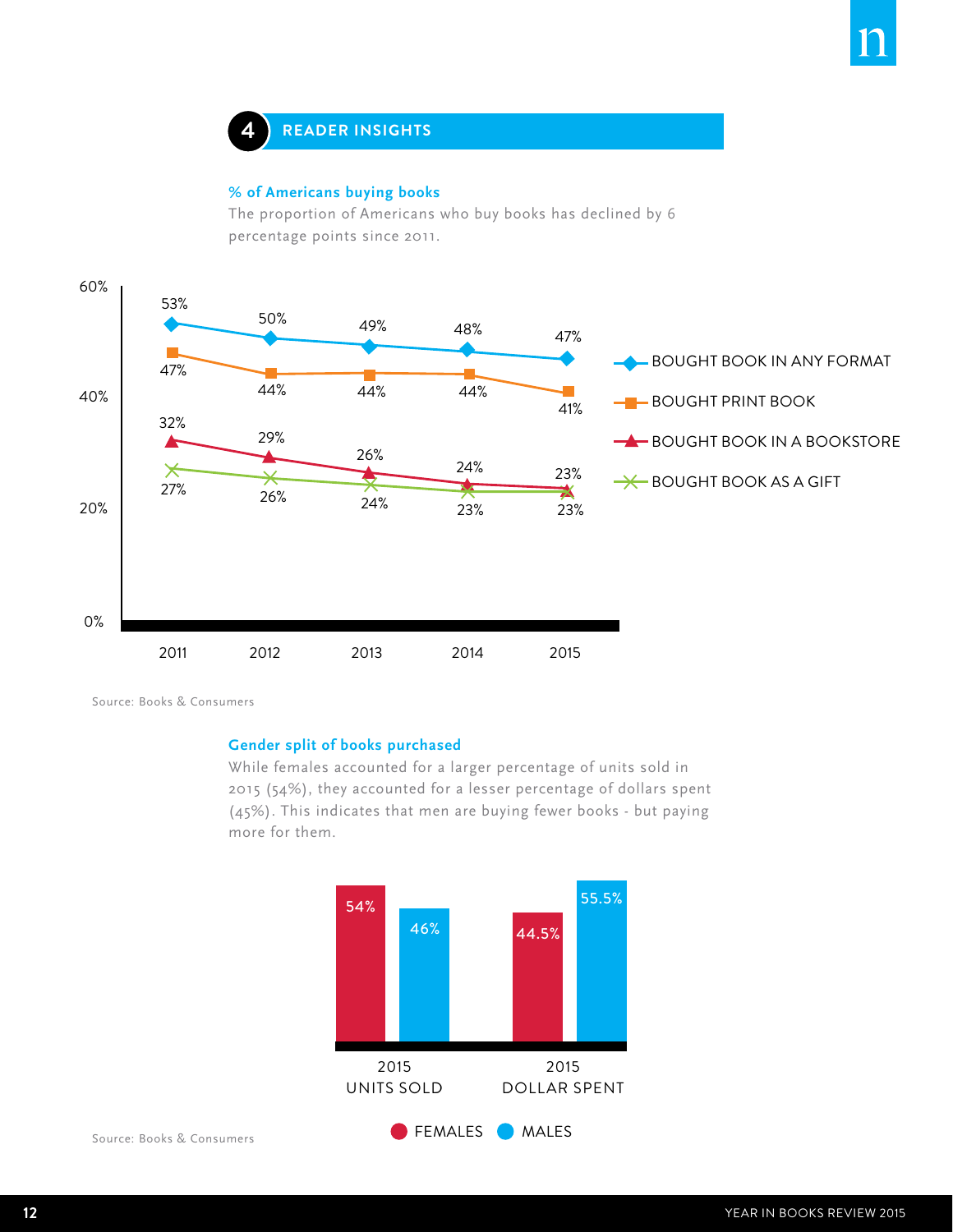## 4 READER INSIGHTS

### % of Americans buying books

The proportion of Americans who buy books has declined by 6 percentage points since 2011.

| | 2011 | 2012 | 2013 | 2014 | 2015 |
|---|---|---|---|---|---|
| BOUGHT BOOK IN ANY FORMAT | 53% | 50% | 49% | 48% | 47% |
| BOUGHT PRINT BOOK | 47% | 44% | 44% | 44% | 41% |
| BOUGHT BOOK IN A BOOKSTORE | 32% | 29% | 26% | 24% | 23% |
| BOUGHT BOOK AS A GIFT | 27% | 26% | 24% | 23% | 23% |

Source: Books & Consumers

### Gender split of books purchased

While females accounted for a larger percentage of units sold in 2015 (54%), they accounted for a lesser percentage of dollars spent (45%). This indicates that men are buying fewer books - but paying more for them.

| | FEMALES | MALES |
|---|---|---|
| 2015 UNITS SOLD | 54% | 46% |
| 2015 DOLLAR SPENT | 44.5% | 55.5% |

Source: Books & Consumers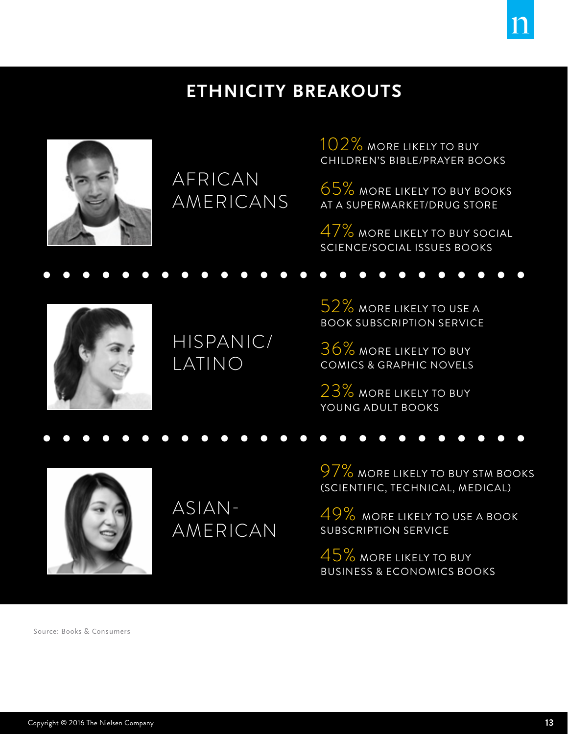## ETHNICITY BREAKOUTS

### AFRICAN AMERICANS

- **102%** MORE LIKELY TO BUY CHILDREN'S BIBLE/PRAYER BOOKS
- **65%** MORE LIKELY TO BUY BOOKS AT A SUPERMARKET/DRUG STORE
- **47%** MORE LIKELY TO BUY SOCIAL SCIENCE/SOCIAL ISSUES BOOKS

### HISPANIC/LATINO

- **52%** MORE LIKELY TO USE A BOOK SUBSCRIPTION SERVICE
- **36%** MORE LIKELY TO BUY COMICS & GRAPHIC NOVELS
- **23%** MORE LIKELY TO BUY YOUNG ADULT BOOKS

### ASIAN-AMERICAN

- **97%** MORE LIKELY TO BUY STM BOOKS (SCIENTIFIC, TECHNICAL, MEDICAL)
- **49%** MORE LIKELY TO USE A BOOK SUBSCRIPTION SERVICE
- **45%** MORE LIKELY TO BUY BUSINESS & ECONOMICS BOOKS

Source: Books & Consumers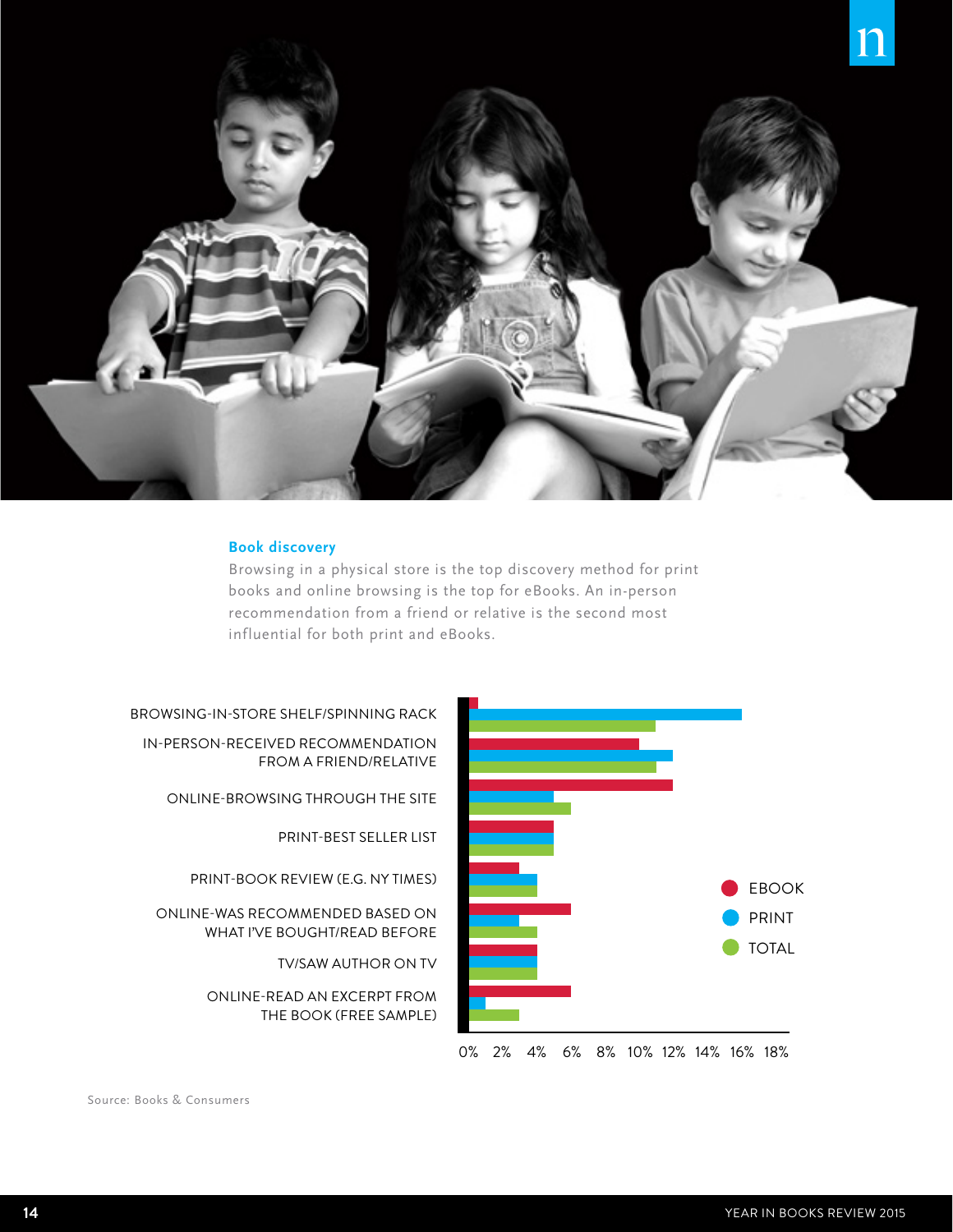## Book discovery

Browsing in a physical store is the top discovery method for print books and online browsing is the top for eBooks. An in-person recommendation from a friend or relative is the second most influential for both print and eBooks.

BROWSING-IN-STORE SHELF/SPINNING RACK

IN-PERSON-RECEIVED RECOMMENDATION FROM A FRIEND/RELATIVE

ONLINE-BROWSING THROUGH THE SITE

PRINT-BEST SELLER LIST

PRINT-BOOK REVIEW (E.G. NY TIMES)

ONLINE-WAS RECOMMENDED BASED ON WHAT I'VE BOUGHT/READ BEFORE

TV/SAW AUTHOR ON TV

ONLINE-READ AN EXCERPT FROM THE BOOK (FREE SAMPLE)

EBOOK
PRINT
TOTAL

0% 2% 4% 6% 8% 10% 12% 14% 16% 18%

Source: Books & Consumers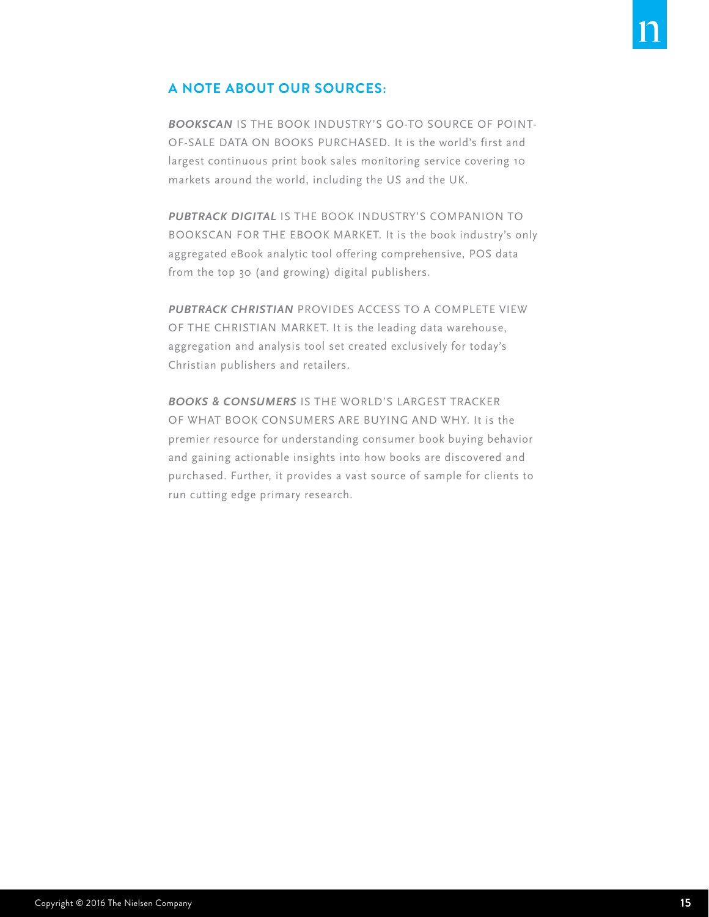## A NOTE ABOUT OUR SOURCES:

***BOOKSCAN*** IS THE BOOK INDUSTRY'S GO-TO SOURCE OF POINT-OF-SALE DATA ON BOOKS PURCHASED. It is the world's first and largest continuous print book sales monitoring service covering 10 markets around the world, including the US and the UK.

***PUBTRACK DIGITAL*** IS THE BOOK INDUSTRY'S COMPANION TO BOOKSCAN FOR THE EBOOK MARKET. It is the book industry's only aggregated eBook analytic tool offering comprehensive, POS data from the top 30 (and growing) digital publishers.

***PUBTRACK CHRISTIAN*** PROVIDES ACCESS TO A COMPLETE VIEW OF THE CHRISTIAN MARKET. It is the leading data warehouse, aggregation and analysis tool set created exclusively for today's Christian publishers and retailers.

***BOOKS & CONSUMERS*** IS THE WORLD'S LARGEST TRACKER OF WHAT BOOK CONSUMERS ARE BUYING AND WHY. It is the premier resource for understanding consumer book buying behavior and gaining actionable insights into how books are discovered and purchased. Further, it provides a vast source of sample for clients to run cutting edge primary research.

Copyright © 2016 The Nielsen Company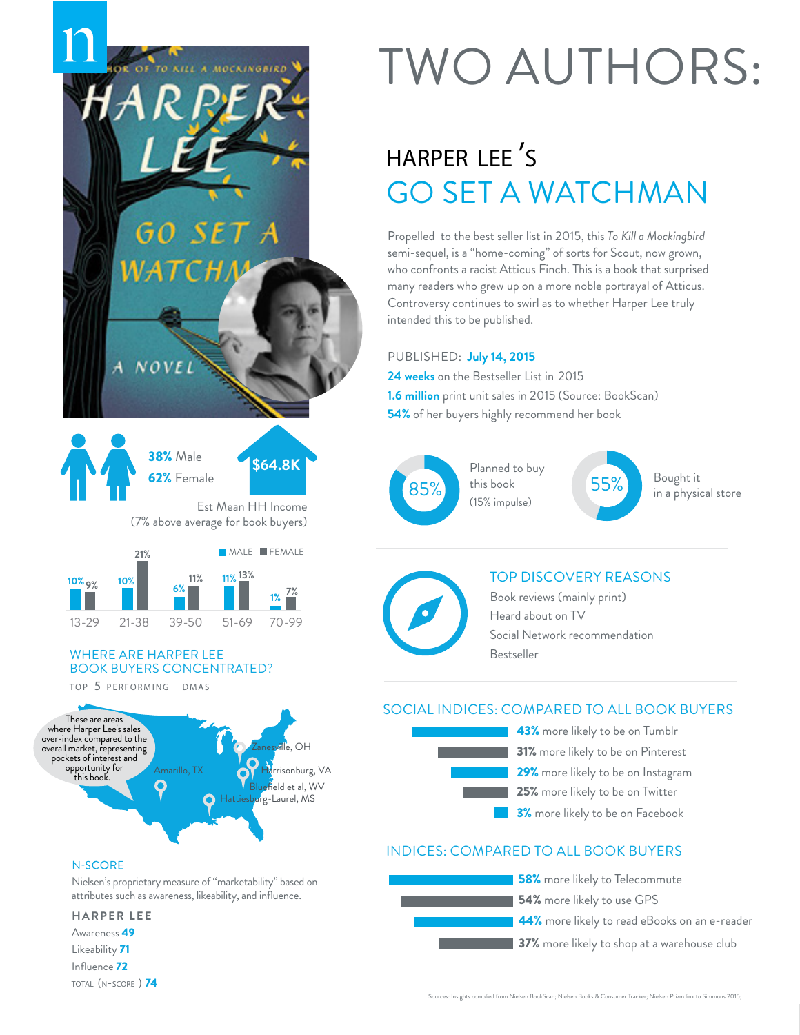# TWO AUTHORS:

## HARPER LEE'S

## GO SET A WATCHMAN

Propelled to the best seller list in 2015, this *To Kill a Mockingbird* semi-sequel, is a "home-coming" of sorts for Scout, now grown, who confronts a racist Atticus Finch. This is a book that surprised many readers who grew up on a more noble portrayal of Atticus. Controversy continues to swirl as to whether Harper Lee truly intended this to be published.

PUBLISHED: **July 14, 2015**

**24 weeks** on the Bestseller List in 2015

**1.6 million** print unit sales in 2015 (Source: BookScan)

**54%** of her buyers highly recommend her book

**85%** Planned to buy this book (15% impulse)

**55%** Bought it in a physical store

**38%** Male

**62%** Female

**$64.8K** Est Mean HH Income (7% above average for book buyers)

| Age | Male | Female |
|---|---|---|
| 13-29 | 10% | 9% |
| 21-38 | 10% | 21% |
| 39-50 | 6% | 11% |
| 51-69 | 11% | 13% |
| 70-99 | 1% | 7% |

### TOP DISCOVERY REASONS

- Book reviews (mainly print)
- Heard about on TV
- Social Network recommendation
- Bestseller

### WHERE ARE HARPER LEE BOOK BUYERS CONCENTRATED?

TOP 5 PERFORMING DMAS

These are areas where Harper Lee's sales over-index compared to the overall market, representing pockets of interest and opportunity for this book.

- Zanesville, OH
- Amarillo, TX
- Harrisonburg, VA
- Bluefield et al, WV
- Hattiesburg-Laurel, MS

### SOCIAL INDICES: COMPARED TO ALL BOOK BUYERS

- **43%** more likely to be on Tumblr
- **31%** more likely to be on Pinterest
- **29%** more likely to be on Instagram
- **25%** more likely to be on Twitter
- **3%** more likely to be on Facebook

### N-SCORE

Nielsen's proprietary measure of "marketability" based on attributes such as awareness, likeability, and influence.

**HARPER LEE**

- Awareness **49**
- Likeability **71**
- Influence **72**
- TOTAL (N-SCORE) **74**

### INDICES: COMPARED TO ALL BOOK BUYERS

- **58%** more likely to Telecommute
- **54%** more likely to use GPS
- **44%** more likely to read eBooks on an e-reader
- **37%** more likely to shop at a warehouse club

Sources: Insights complied from Nielsen BookScan; Nielsen Books & Consumer Tracker; Nielsen Prizm link to Simmons 2015;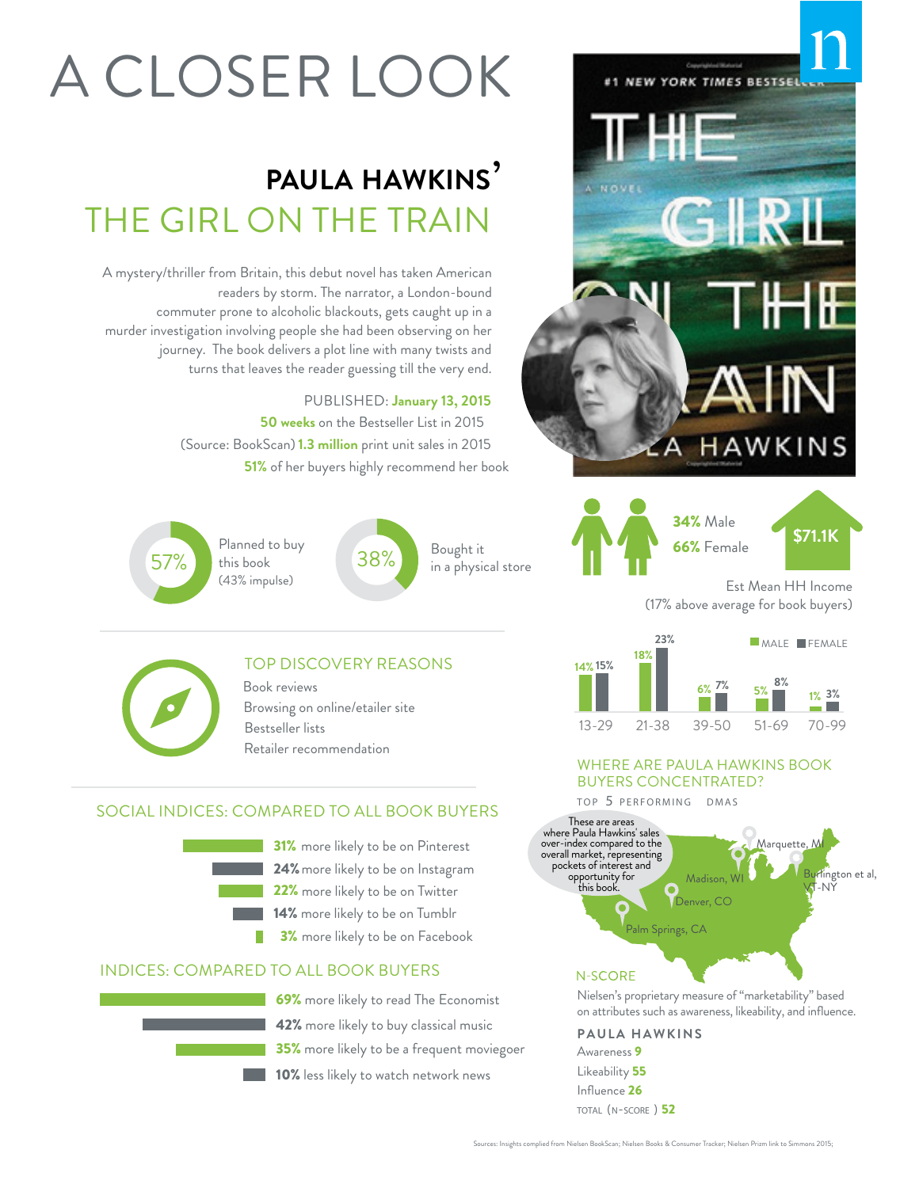# A CLOSER LOOK

## PAULA HAWKINS'
## THE GIRL ON THE TRAIN

A mystery/thriller from Britain, this debut novel has taken American readers by storm. The narrator, a London-bound commuter prone to alcoholic blackouts, gets caught up in a murder investigation involving people she had been observing on her journey. The book delivers a plot line with many twists and turns that leaves the reader guessing till the very end.

PUBLISHED: **January 13, 2015**

**50 weeks** on the Bestseller List in 2015

(Source: BookScan) **1.3 million** print unit sales in 2015

**51%** of her buyers highly recommend her book

**57%** Planned to buy this book (43% impulse)

**38%** Bought it in a physical store

**34%** Male

**66%** Female

**$71.1K** Est Mean HH Income (17% above average for book buyers)

| Age | Male | Female |
|---|---|---|
| 13-29 | 14% | 15% |
| 21-38 | 18% | 23% |
| 39-50 | 6% | 7% |
| 51-69 | 5% | 8% |
| 70-99 | 1% | 3% |

### TOP DISCOVERY REASONS

- Book reviews
- Browsing on online/etailer site
- Bestseller lists
- Retailer recommendation

### SOCIAL INDICES: COMPARED TO ALL BOOK BUYERS

- **31%** more likely to be on Pinterest
- **24%** more likely to be on Instagram
- **22%** more likely to be on Twitter
- **14%** more likely to be on Tumblr
- **3%** more likely to be on Facebook

### INDICES: COMPARED TO ALL BOOK BUYERS

- **69%** more likely to read The Economist
- **42%** more likely to buy classical music
- **35%** more likely to be a frequent moviegoer
- **10%** less likely to watch network news

### WHERE ARE PAULA HAWKINS BOOK BUYERS CONCENTRATED?

TOP 5 PERFORMING DMAS

These are areas where Paula Hawkins' sales over-index compared to the overall market, representing pockets of interest and opportunity for this book.

- Marquette, MI
- Madison, WI
- Burlington et al, VT-NY
- Denver, CO
- Palm Springs, CA

### N-SCORE

Nielsen's proprietary measure of "marketability" based on attributes such as awareness, likeability, and influence.

**PAULA HAWKINS**

Awareness **9**

Likeability **55**

Influence **26**

TOTAL (N-SCORE) **52**

Sources: Insights complied from Nielsen BookScan; Nielsen Books & Consumer Tracker; Nielsen Prizm link to Simmons 2015;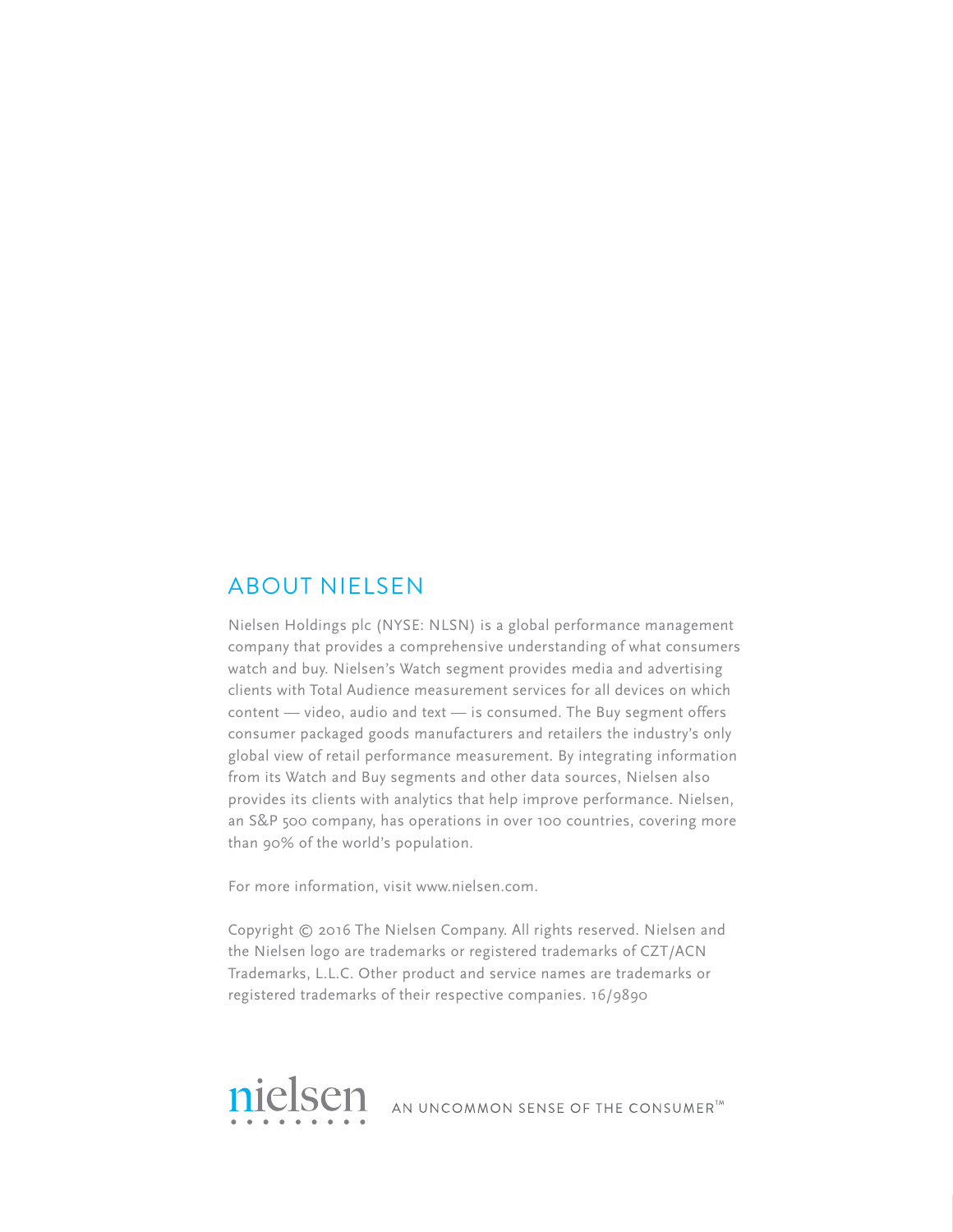## ABOUT NIELSEN

Nielsen Holdings plc (NYSE: NLSN) is a global performance management company that provides a comprehensive understanding of what consumers watch and buy. Nielsen's Watch segment provides media and advertising clients with Total Audience measurement services for all devices on which content — video, audio and text — is consumed. The Buy segment offers consumer packaged goods manufacturers and retailers the industry's only global view of retail performance measurement. By integrating information from its Watch and Buy segments and other data sources, Nielsen also provides its clients with analytics that help improve performance. Nielsen, an S&P 500 company, has operations in over 100 countries, covering more than 90% of the world's population.

For more information, visit www.nielsen.com.

Copyright © 2016 The Nielsen Company. All rights reserved. Nielsen and the Nielsen logo are trademarks or registered trademarks of CZT/ACN Trademarks, L.L.C. Other product and service names are trademarks or registered trademarks of their respective companies. 16/9890

nielsen AN UNCOMMON SENSE OF THE CONSUMER™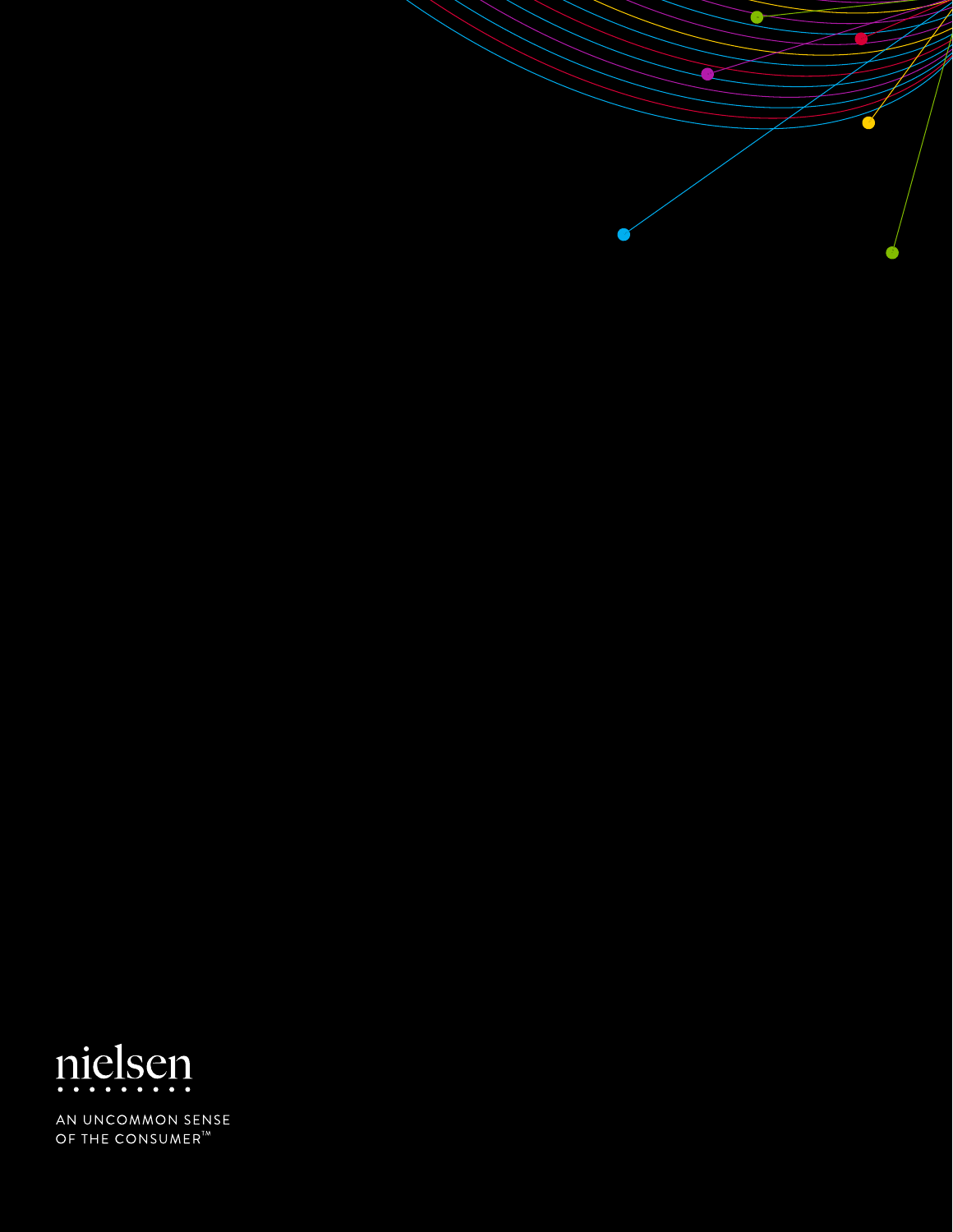nielsen

AN UNCOMMON SENSE OF THE CONSUMER™